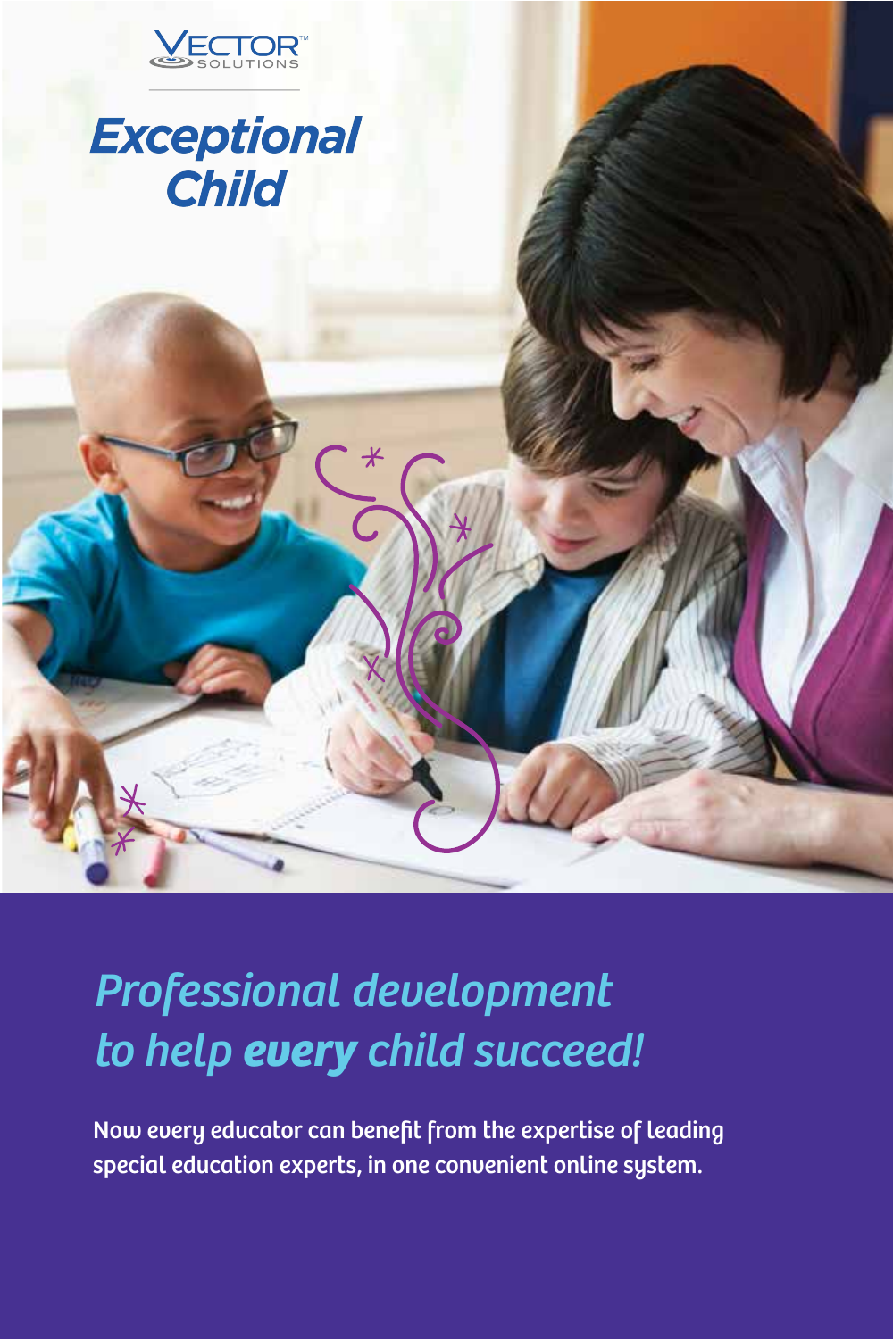VECTOR SOLUTIONS

# Exceptional Child

## *Professional development to help **every** child succeed!*

Now every educator can benefit from the expertise of leading special education experts, in one convenient online system.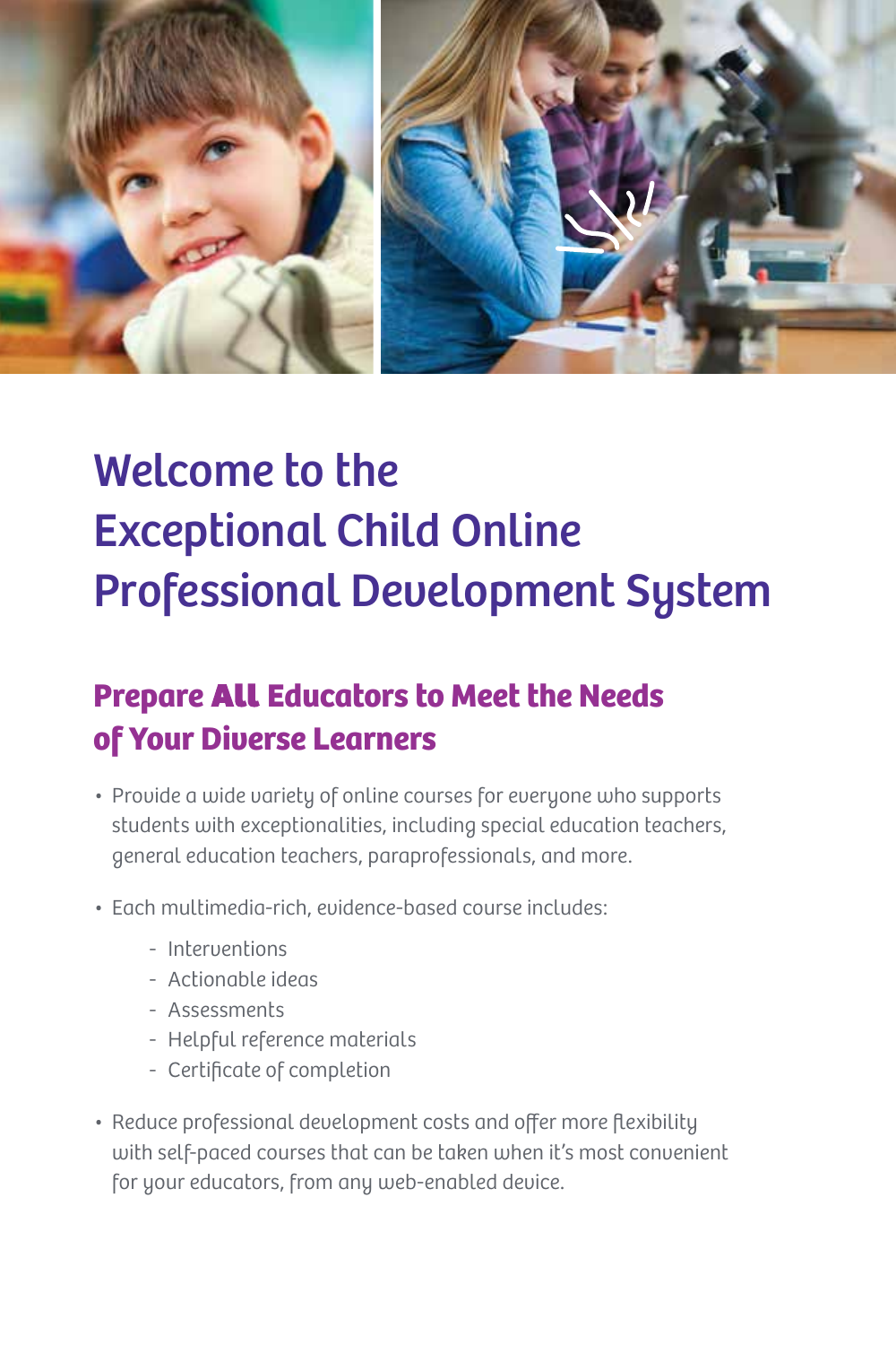# Welcome to the Exceptional Child Online Professional Development System

## Prepare **All** Educators to Meet the Needs of Your Diverse Learners

- Provide a wide variety of online courses for everyone who supports students with exceptionalities, including special education teachers, general education teachers, paraprofessionals, and more.
- Each multimedia-rich, evidence-based course includes:
  - Interventions
  - Actionable ideas
  - Assessments
  - Helpful reference materials
  - Certificate of completion
- Reduce professional development costs and offer more flexibility with self-paced courses that can be taken when it's most convenient for your educators, from any web-enabled device.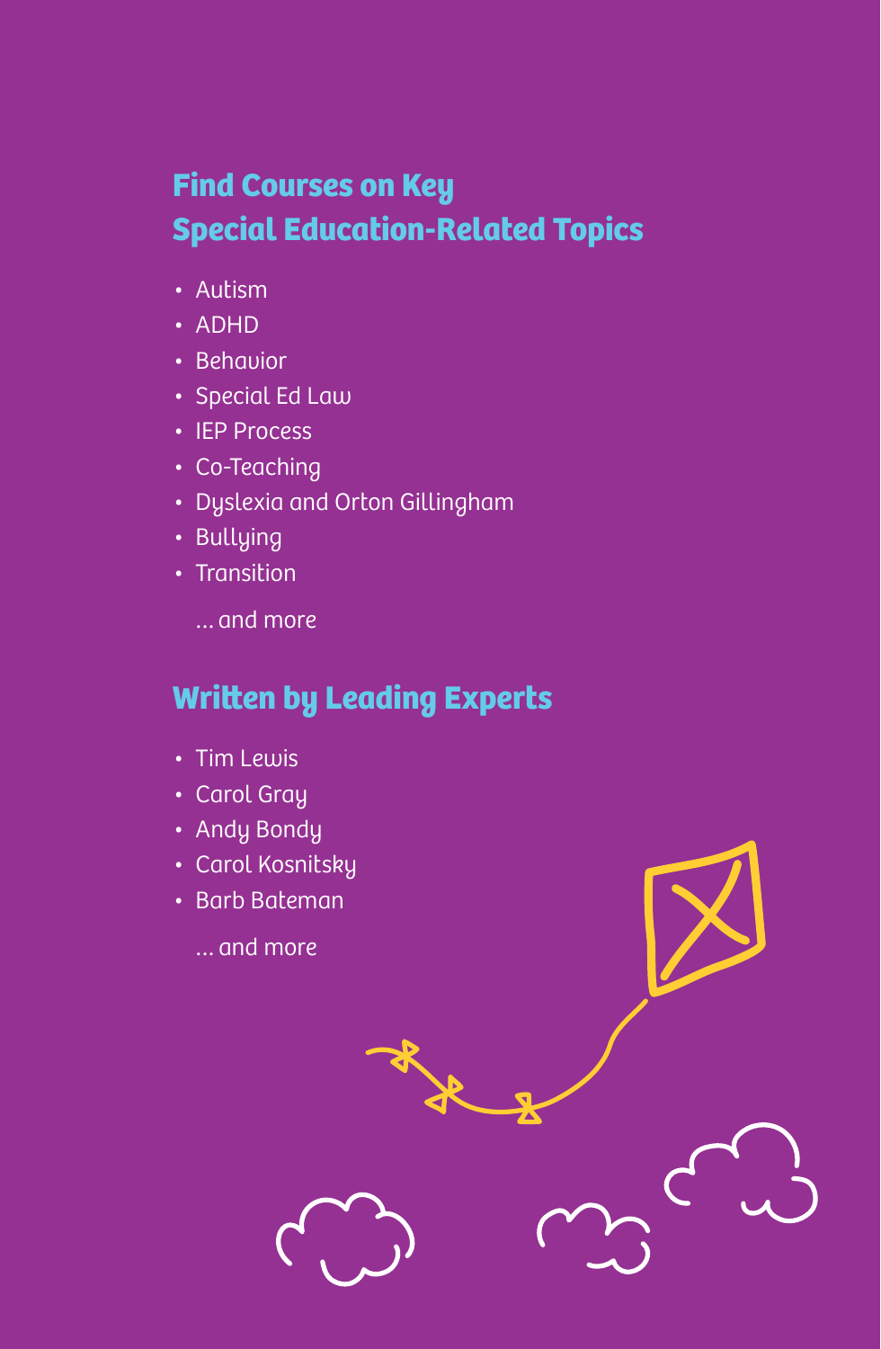## Find Courses on Key Special Education-Related Topics

- Autism
- ADHD
- Behavior
- Special Ed Law
- IEP Process
- Co-Teaching
- Dyslexia and Orton Gillingham
- Bullying
- Transition

... and more

## Written by Leading Experts

- Tim Lewis
- Carol Gray
- Andy Bondy
- Carol Kosnitsky
- Barb Bateman

... and more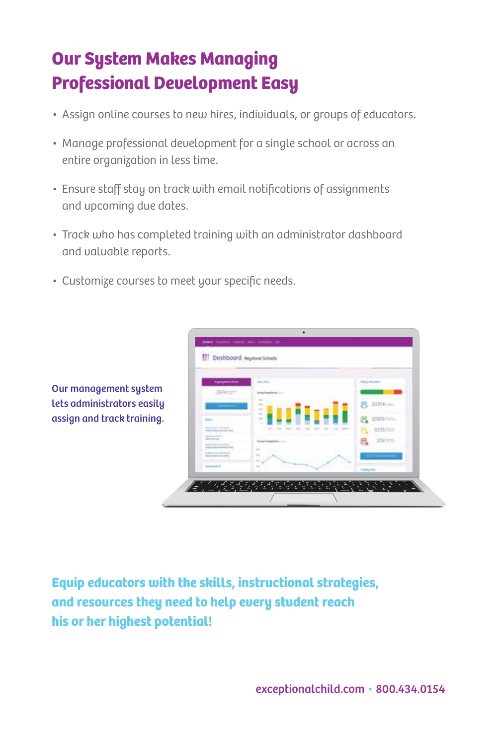## Our System Makes Managing Professional Development Easy

- Assign online courses to new hires, individuals, or groups of educators.
- Manage professional development for a single school or across an entire organization in less time.
- Ensure staff stay on track with email notifications of assignments and upcoming due dates.
- Track who has completed training with an administrator dashboard and valuable reports.
- Customize courses to meet your specific needs.

**Our management system lets administrators easily assign and track training.**

**Equip educators with the skills, instructional strategies, and resources they need to help every student reach his or her highest potential!**

exceptionalchild.com • 800.434.0154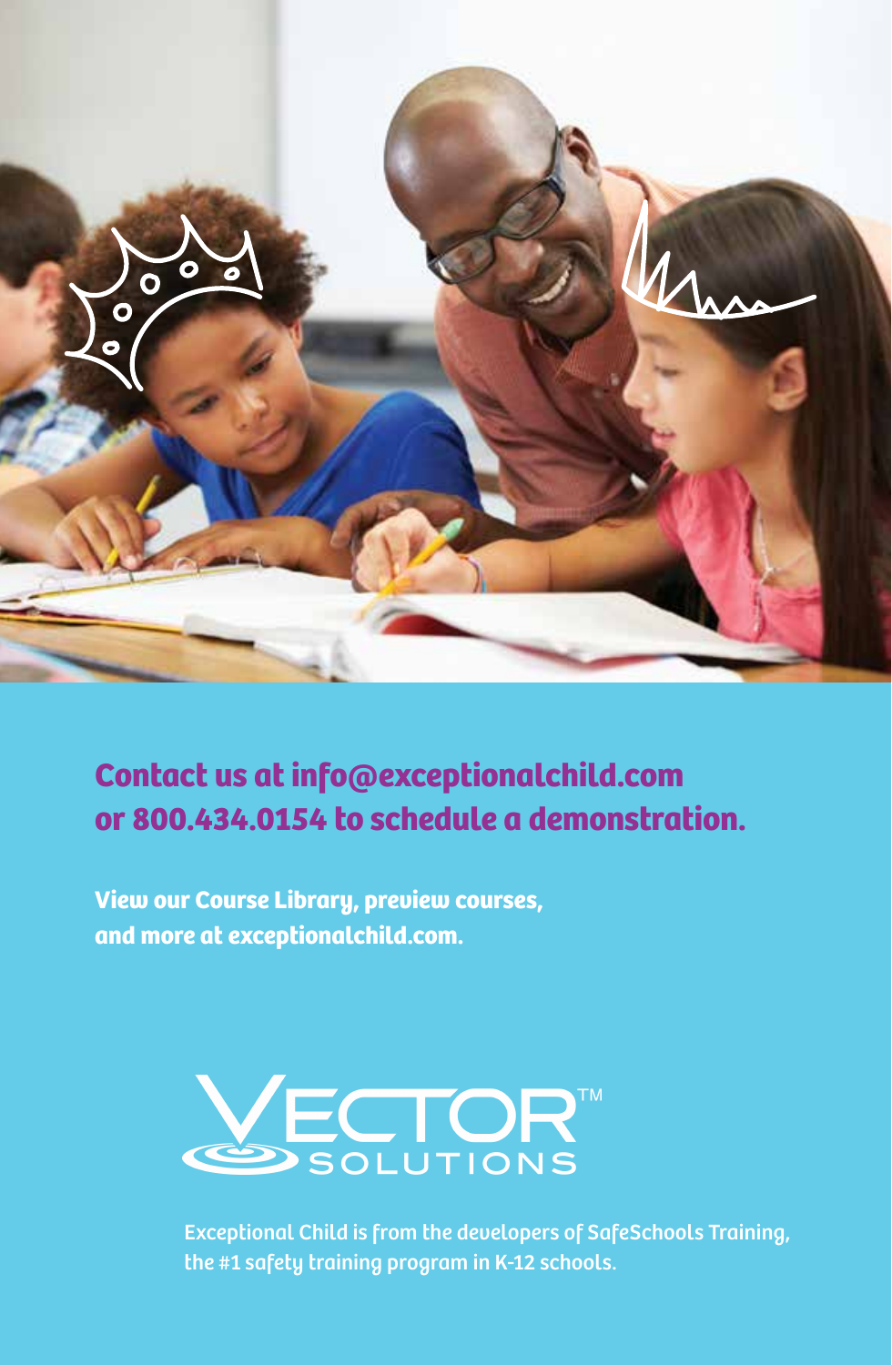**Contact us at info@exceptionalchild.com or 800.434.0154 to schedule a demonstration.**

**View our Course Library, preview courses, and more at exceptionalchild.com.**

VECTOR™ SOLUTIONS

Exceptional Child is from the developers of SafeSchools Training, the #1 safety training program in K-12 schools.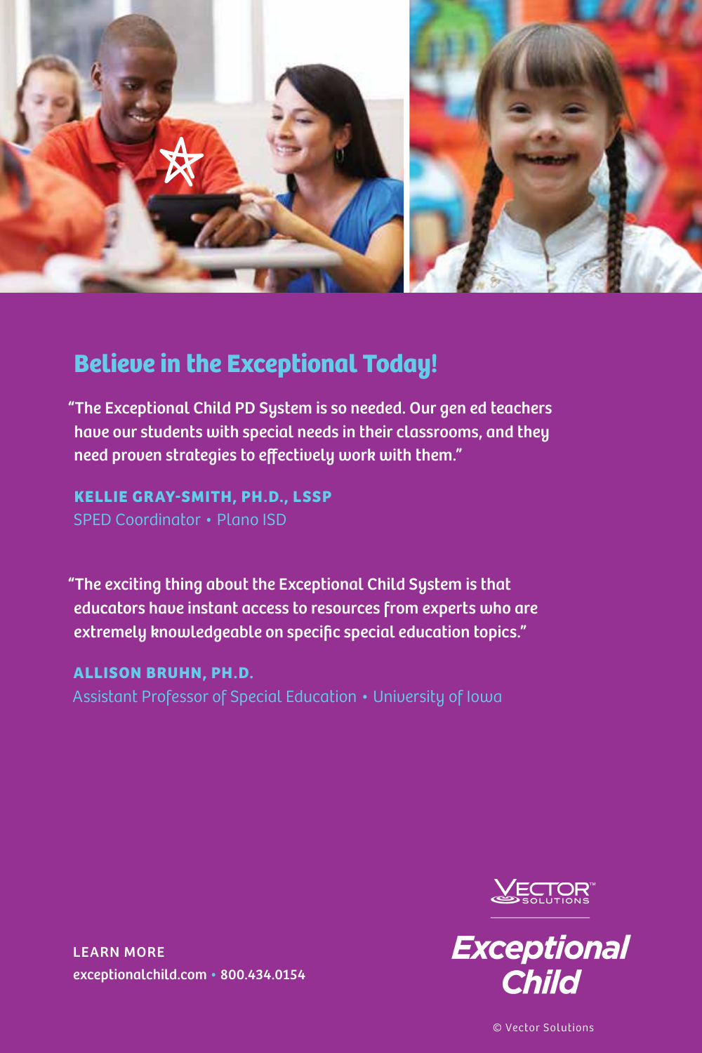## Believe in the Exceptional Today!

"The Exceptional Child PD System is so needed. Our gen ed teachers have our students with special needs in their classrooms, and they need proven strategies to effectively work with them."

**KELLIE GRAY-SMITH, PH.D., LSSP**
SPED Coordinator • Plano ISD

"The exciting thing about the Exceptional Child System is that educators have instant access to resources from experts who are extremely knowledgeable on specific special education topics."

**ALLISON BRUHN, PH.D.**
Assistant Professor of Special Education • University of Iowa

LEARN MORE
**exceptionalchild.com • 800.434.0154**

VECTOR™ SOLUTIONS

***Exceptional Child***

© Vector Solutions